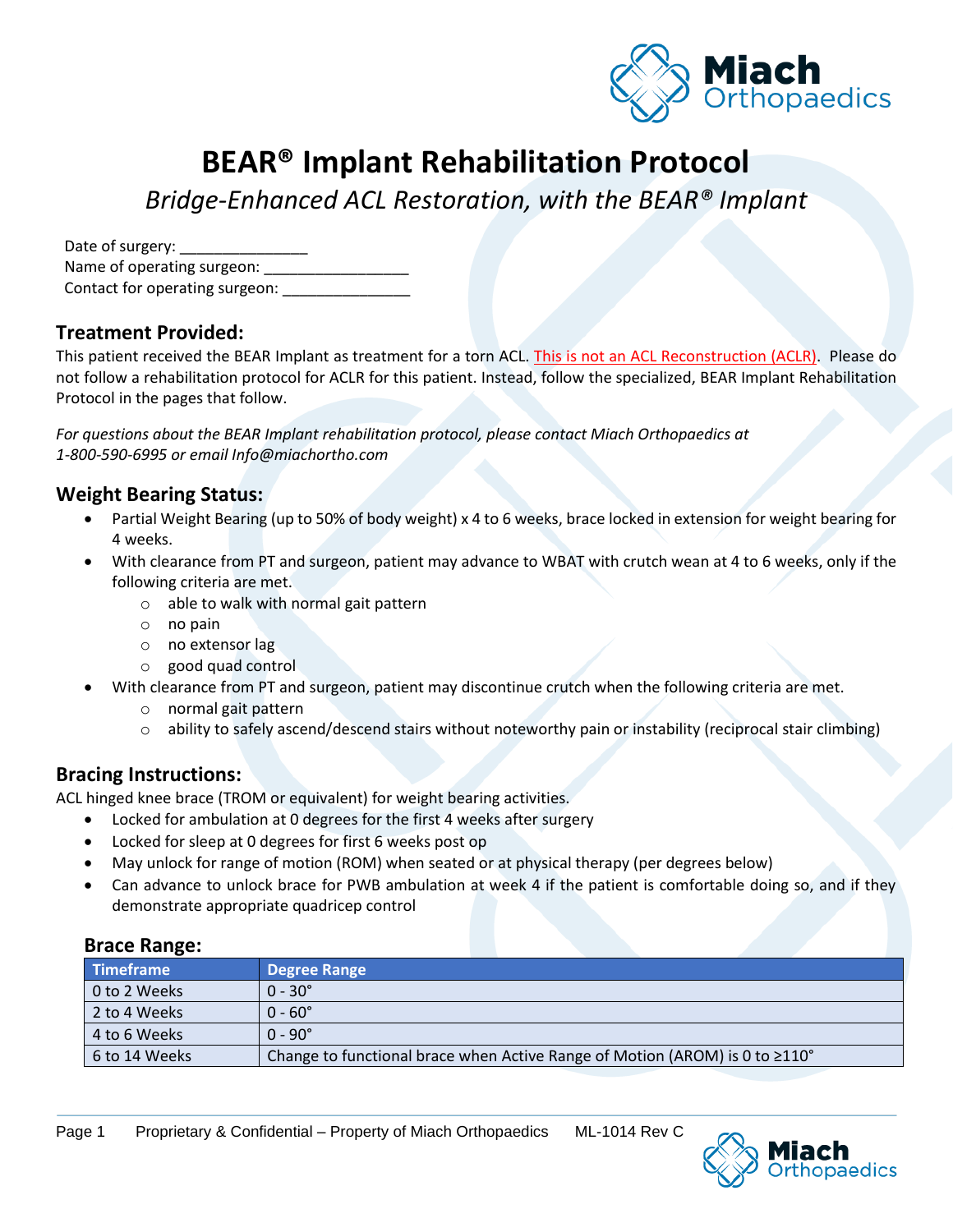# BEAR® Implant Rehabilitation Protocol

*Bridge-Enhanced ACL Restoration, with the BEAR® Implant*

Date of surgery: _______________
Name of operating surgeon: _________________
Contact for operating surgeon: _______________

## Treatment Provided:

This patient received the BEAR Implant as treatment for a torn ACL. This is not an ACL Reconstruction (ACLR). Please do not follow a rehabilitation protocol for ACLR for this patient. Instead, follow the specialized, BEAR Implant Rehabilitation Protocol in the pages that follow.

*For questions about the BEAR Implant rehabilitation protocol, please contact Miach Orthopaedics at 1-800-590-6995 or email Info@miachortho.com*

## Weight Bearing Status:

- Partial Weight Bearing (up to 50% of body weight) x 4 to 6 weeks, brace locked in extension for weight bearing for 4 weeks.
- With clearance from PT and surgeon, patient may advance to WBAT with crutch wean at 4 to 6 weeks, only if the following criteria are met.
  - able to walk with normal gait pattern
  - no pain
  - no extensor lag
  - good quad control
- With clearance from PT and surgeon, patient may discontinue crutch when the following criteria are met.
  - normal gait pattern
  - ability to safely ascend/descend stairs without noteworthy pain or instability (reciprocal stair climbing)

## Bracing Instructions:

ACL hinged knee brace (TROM or equivalent) for weight bearing activities.

- Locked for ambulation at 0 degrees for the first 4 weeks after surgery
- Locked for sleep at 0 degrees for first 6 weeks post op
- May unlock for range of motion (ROM) when seated or at physical therapy (per degrees below)
- Can advance to unlock brace for PWB ambulation at week 4 if the patient is comfortable doing so, and if they demonstrate appropriate quadricep control

### Brace Range:

| Timeframe | Degree Range |
|---|---|
| 0 to 2 Weeks | 0 - 30° |
| 2 to 4 Weeks | 0 - 60° |
| 4 to 6 Weeks | 0 - 90° |
| 6 to 14 Weeks | Change to functional brace when Active Range of Motion (AROM) is 0 to ≥110° |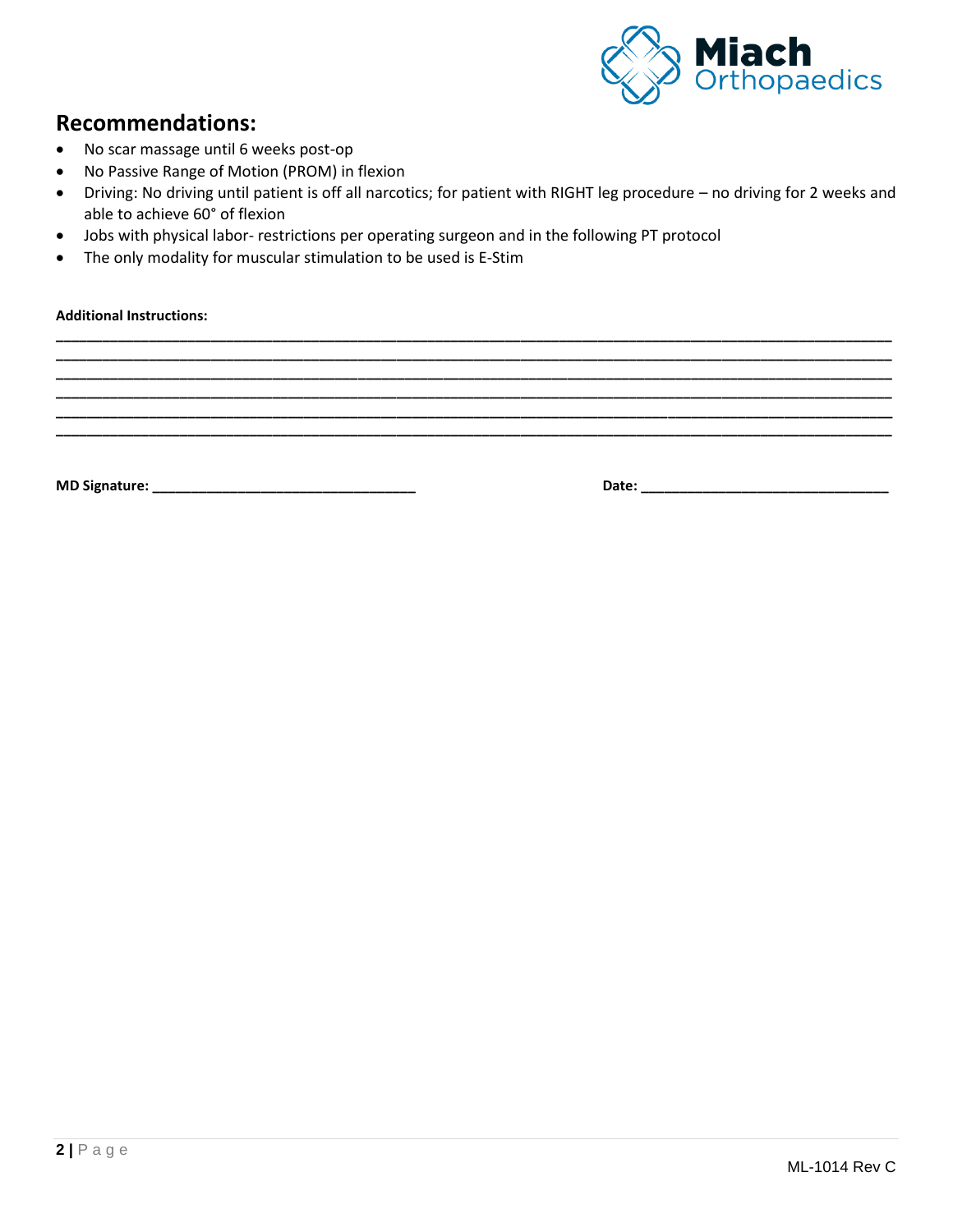## Recommendations:

- No scar massage until 6 weeks post-op
- No Passive Range of Motion (PROM) in flexion
- Driving: No driving until patient is off all narcotics; for patient with RIGHT leg procedure – no driving for 2 weeks and able to achieve 60° of flexion
- Jobs with physical labor- restrictions per operating surgeon and in the following PT protocol
- The only modality for muscular stimulation to be used is E-Stim

**Additional Instructions:**

______________________________________________________________________________________________

______________________________________________________________________________________________

______________________________________________________________________________________________

______________________________________________________________________________________________

______________________________________________________________________________________________

______________________________________________________________________________________________

**MD Signature:** ___________________________________ **Date:** ________________________________

ML-1014 Rev C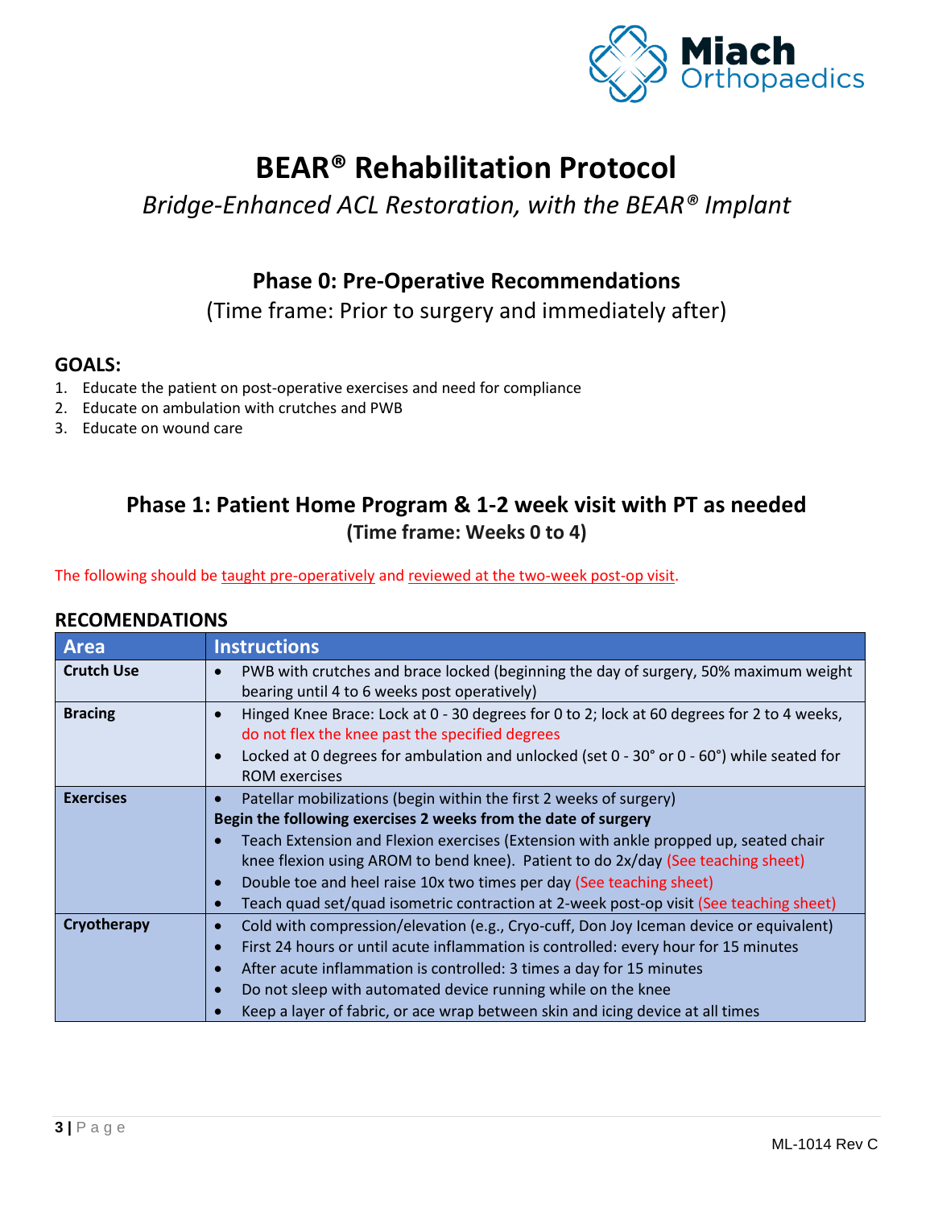Miach Orthopaedics

# BEAR® Rehabilitation Protocol

*Bridge-Enhanced ACL Restoration, with the BEAR® Implant*

## Phase 0: Pre-Operative Recommendations

(Time frame: Prior to surgery and immediately after)

### GOALS:

1. Educate the patient on post-operative exercises and need for compliance
2. Educate on ambulation with crutches and PWB
3. Educate on wound care

## Phase 1: Patient Home Program & 1-2 week visit with PT as needed

**(Time frame: Weeks 0 to 4)**

The following should be taught pre-operatively and reviewed at the two-week post-op visit.

### RECOMENDATIONS

| Area | Instructions |
|---|---|
| **Crutch Use** | • PWB with crutches and brace locked (beginning the day of surgery, 50% maximum weight bearing until 4 to 6 weeks post operatively) |
| **Bracing** | • Hinged Knee Brace: Lock at 0 - 30 degrees for 0 to 2; lock at 60 degrees for 2 to 4 weeks, do not flex the knee past the specified degrees<br>• Locked at 0 degrees for ambulation and unlocked (set 0 - 30° or 0 - 60°) while seated for ROM exercises |
| **Exercises** | • Patellar mobilizations (begin within the first 2 weeks of surgery)<br>**Begin the following exercises 2 weeks from the date of surgery**<br>• Teach Extension and Flexion exercises (Extension with ankle propped up, seated chair knee flexion using AROM to bend knee). Patient to do 2x/day (See teaching sheet)<br>• Double toe and heel raise 10x two times per day (See teaching sheet)<br>• Teach quad set/quad isometric contraction at 2-week post-op visit (See teaching sheet) |
| **Cryotherapy** | • Cold with compression/elevation (e.g., Cryo-cuff, Don Joy Iceman device or equivalent)<br>• First 24 hours or until acute inflammation is controlled: every hour for 15 minutes<br>• After acute inflammation is controlled: 3 times a day for 15 minutes<br>• Do not sleep with automated device running while on the knee<br>• Keep a layer of fabric, or ace wrap between skin and icing device at all times |

ML-1014 Rev C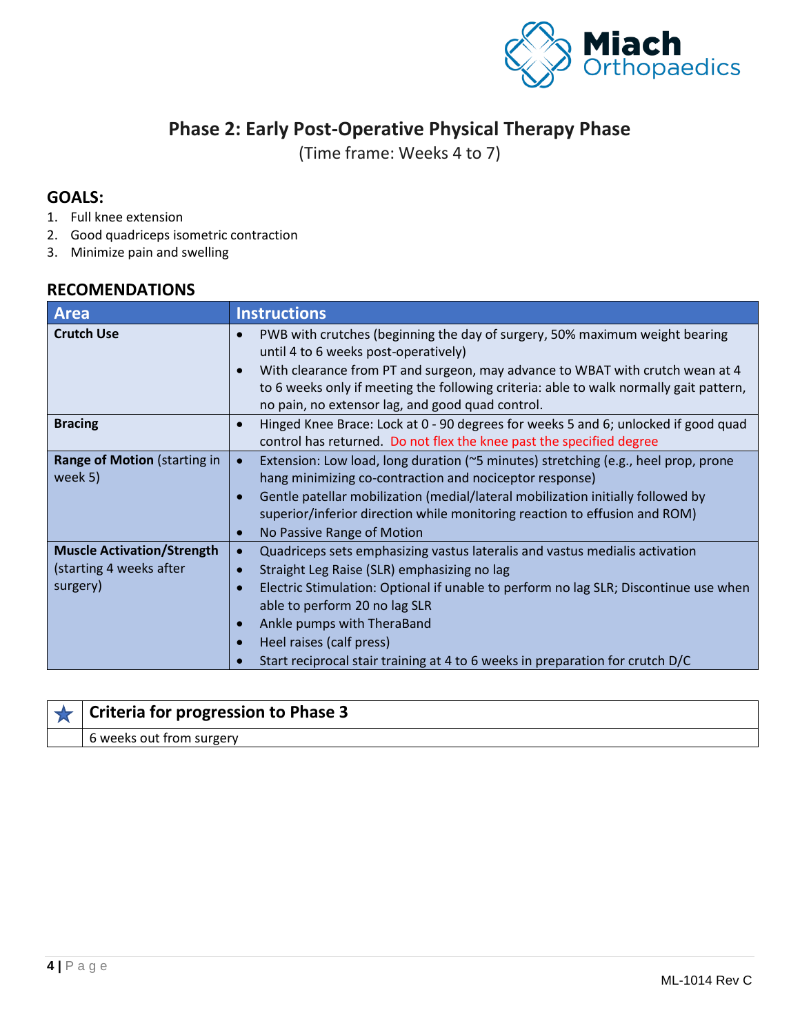# Phase 2: Early Post-Operative Physical Therapy Phase

(Time frame: Weeks 4 to 7)

## GOALS:

1. Full knee extension
2. Good quadriceps isometric contraction
3. Minimize pain and swelling

## RECOMENDATIONS

| Area | Instructions |
|---|---|
| **Crutch Use** | • PWB with crutches (beginning the day of surgery, 50% maximum weight bearing until 4 to 6 weeks post-operatively)<br>• With clearance from PT and surgeon, may advance to WBAT with crutch wean at 4 to 6 weeks only if meeting the following criteria: able to walk normally gait pattern, no pain, no extensor lag, and good quad control. |
| **Bracing** | • Hinged Knee Brace: Lock at 0 - 90 degrees for weeks 5 and 6; unlocked if good quad control has returned. Do not flex the knee past the specified degree |
| **Range of Motion** (starting in week 5) | • Extension: Low load, long duration (~5 minutes) stretching (e.g., heel prop, prone hang minimizing co-contraction and nociceptor response)<br>• Gentle patellar mobilization (medial/lateral mobilization initially followed by superior/inferior direction while monitoring reaction to effusion and ROM)<br>• No Passive Range of Motion |
| **Muscle Activation/Strength** (starting 4 weeks after surgery) | • Quadriceps sets emphasizing vastus lateralis and vastus medialis activation<br>• Straight Leg Raise (SLR) emphasizing no lag<br>• Electric Stimulation: Optional if unable to perform no lag SLR; Discontinue use when able to perform 20 no lag SLR<br>• Ankle pumps with TheraBand<br>• Heel raises (calf press)<br>• Start reciprocal stair training at 4 to 6 weeks in preparation for crutch D/C |

| ★ | **Criteria for progression to Phase 3** |
|---|---|
| | 6 weeks out from surgery |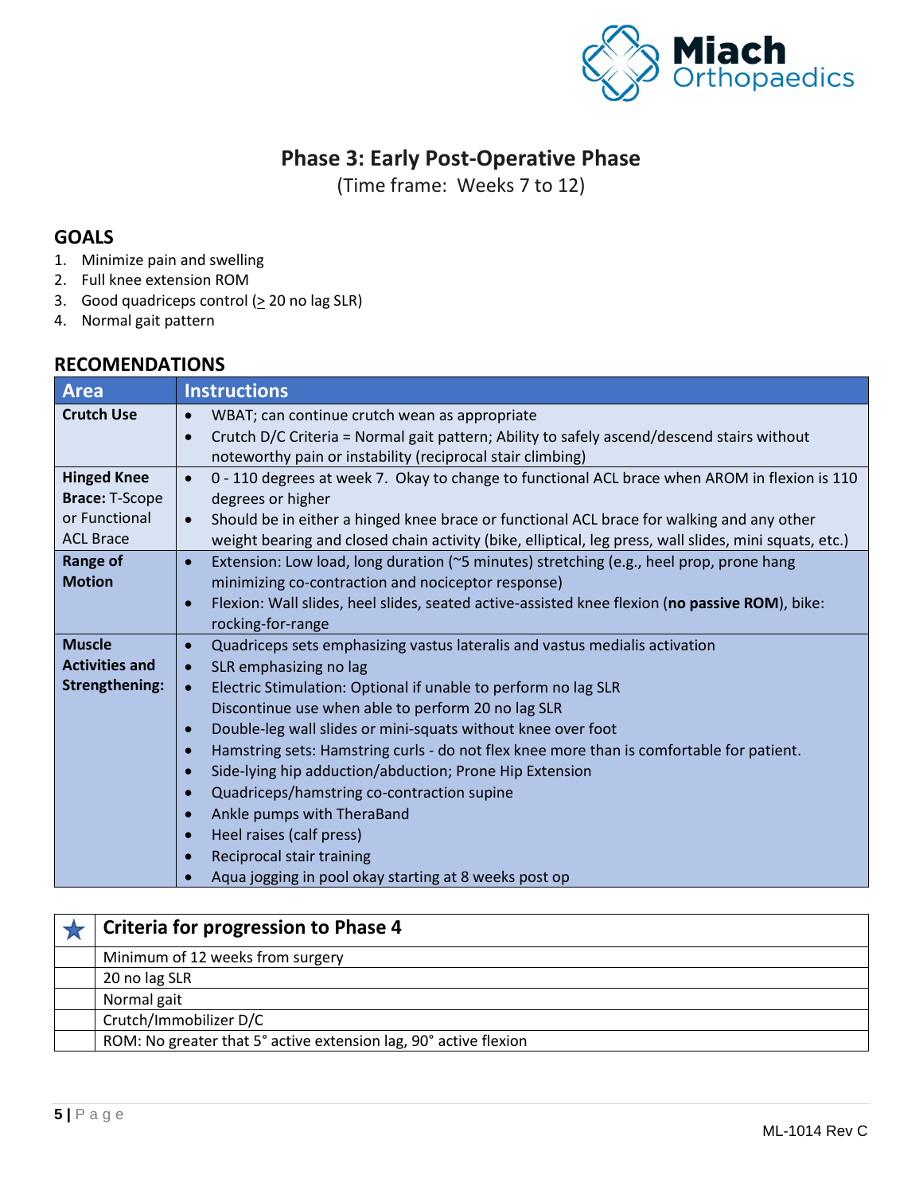# Phase 3: Early Post-Operative Phase

(Time frame: Weeks 7 to 12)

## GOALS

1. Minimize pain and swelling
2. Full knee extension ROM
3. Good quadriceps control (≥ 20 no lag SLR)
4. Normal gait pattern

## RECOMENDATIONS

| Area | Instructions |
|---|---|
| **Crutch Use** | • WBAT; can continue crutch wean as appropriate<br>• Crutch D/C Criteria = Normal gait pattern; Ability to safely ascend/descend stairs without noteworthy pain or instability (reciprocal stair climbing) |
| **Hinged Knee Brace:** T-Scope or Functional ACL Brace | • 0 - 110 degrees at week 7. Okay to change to functional ACL brace when AROM in flexion is 110 degrees or higher<br>• Should be in either a hinged knee brace or functional ACL brace for walking and any other weight bearing and closed chain activity (bike, elliptical, leg press, wall slides, mini squats, etc.) |
| **Range of Motion** | • Extension: Low load, long duration (~5 minutes) stretching (e.g., heel prop, prone hang minimizing co-contraction and nociceptor response)<br>• Flexion: Wall slides, heel slides, seated active-assisted knee flexion (**no passive ROM**), bike: rocking-for-range |
| **Muscle Activities and Strengthening:** | • Quadriceps sets emphasizing vastus lateralis and vastus medialis activation<br>• SLR emphasizing no lag<br>• Electric Stimulation: Optional if unable to perform no lag SLR Discontinue use when able to perform 20 no lag SLR<br>• Double-leg wall slides or mini-squats without knee over foot<br>• Hamstring sets: Hamstring curls - do not flex knee more than is comfortable for patient.<br>• Side-lying hip adduction/abduction; Prone Hip Extension<br>• Quadriceps/hamstring co-contraction supine<br>• Ankle pumps with TheraBand<br>• Heel raises (calf press)<br>• Reciprocal stair training<br>• Aqua jogging in pool okay starting at 8 weeks post op |

| ★ | **Criteria for progression to Phase 4** |
|---|---|
| | Minimum of 12 weeks from surgery |
| | 20 no lag SLR |
| | Normal gait |
| | Crutch/Immobilizer D/C |
| | ROM: No greater that 5° active extension lag, 90° active flexion |

ML-1014 Rev C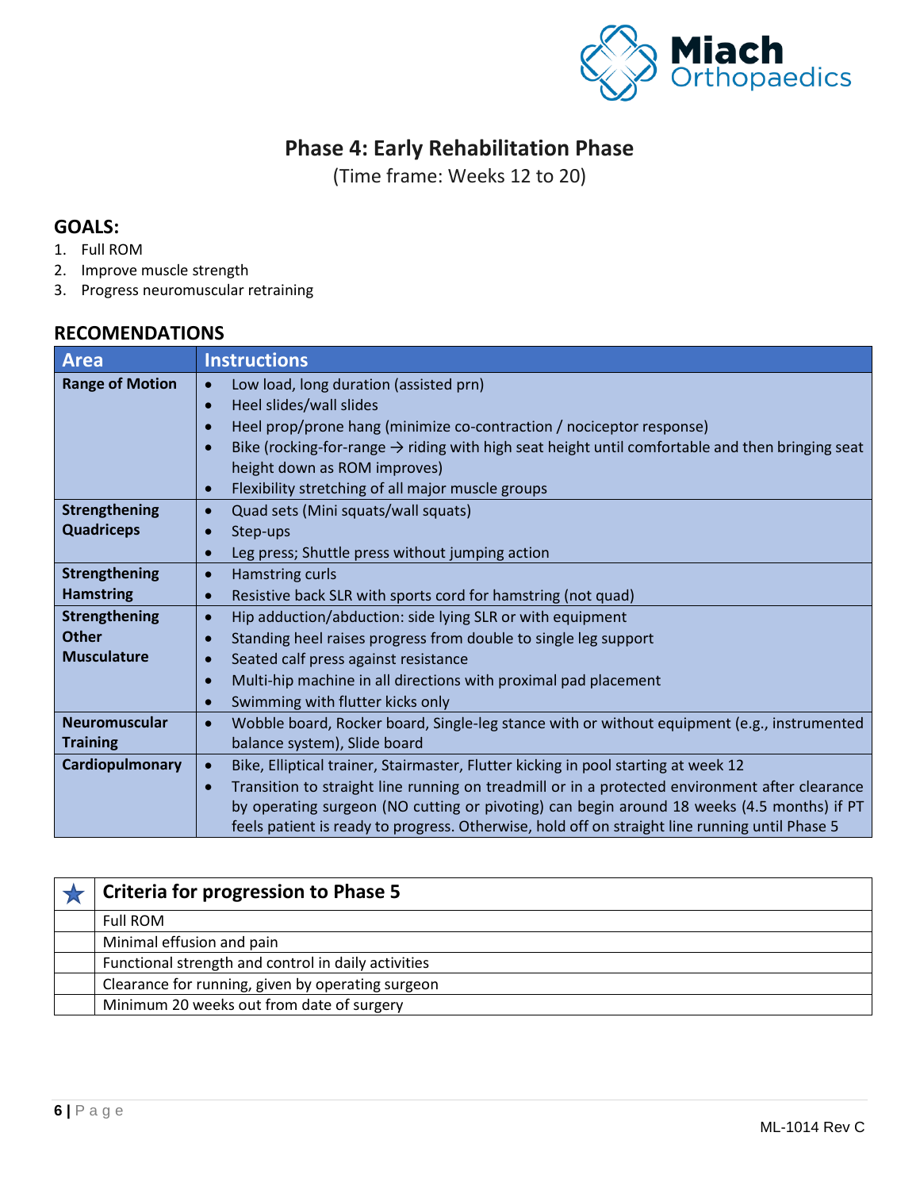# Phase 4: Early Rehabilitation Phase

(Time frame: Weeks 12 to 20)

## GOALS:

1. Full ROM
2. Improve muscle strength
3. Progress neuromuscular retraining

## RECOMENDATIONS

| Area | Instructions |
|---|---|
| **Range of Motion** | • Low load, long duration (assisted prn)<br>• Heel slides/wall slides<br>• Heel prop/prone hang (minimize co-contraction / nociceptor response)<br>• Bike (rocking-for-range → riding with high seat height until comfortable and then bringing seat height down as ROM improves)<br>• Flexibility stretching of all major muscle groups |
| **Strengthening Quadriceps** | • Quad sets (Mini squats/wall squats)<br>• Step-ups<br>• Leg press; Shuttle press without jumping action |
| **Strengthening Hamstring** | • Hamstring curls<br>• Resistive back SLR with sports cord for hamstring (not quad) |
| **Strengthening Other Musculature** | • Hip adduction/abduction: side lying SLR or with equipment<br>• Standing heel raises progress from double to single leg support<br>• Seated calf press against resistance<br>• Multi-hip machine in all directions with proximal pad placement<br>• Swimming with flutter kicks only |
| **Neuromuscular Training** | • Wobble board, Rocker board, Single-leg stance with or without equipment (e.g., instrumented balance system), Slide board |
| **Cardiopulmonary** | • Bike, Elliptical trainer, Stairmaster, Flutter kicking in pool starting at week 12<br>• Transition to straight line running on treadmill or in a protected environment after clearance by operating surgeon (NO cutting or pivoting) can begin around 18 weeks (4.5 months) if PT feels patient is ready to progress. Otherwise, hold off on straight line running until Phase 5 |

| ★ | **Criteria for progression to Phase 5** |
|---|---|
| | Full ROM |
| | Minimal effusion and pain |
| | Functional strength and control in daily activities |
| | Clearance for running, given by operating surgeon |
| | Minimum 20 weeks out from date of surgery |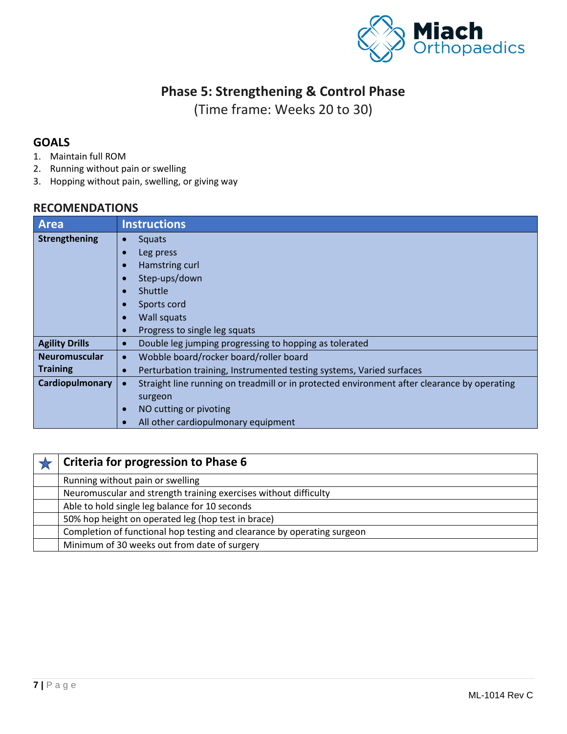# Phase 5: Strengthening & Control Phase

(Time frame: Weeks 20 to 30)

## GOALS

1. Maintain full ROM
2. Running without pain or swelling
3. Hopping without pain, swelling, or giving way

## RECOMENDATIONS

| Area | Instructions |
|---|---|
| **Strengthening** | • Squats<br>• Leg press<br>• Hamstring curl<br>• Step-ups/down<br>• Shuttle<br>• Sports cord<br>• Wall squats<br>• Progress to single leg squats |
| **Agility Drills** | • Double leg jumping progressing to hopping as tolerated |
| **Neuromuscular Training** | • Wobble board/rocker board/roller board<br>• Perturbation training, Instrumented testing systems, Varied surfaces |
| **Cardiopulmonary** | • Straight line running on treadmill or in protected environment after clearance by operating surgeon<br>• NO cutting or pivoting<br>• All other cardiopulmonary equipment |

| ★ | Criteria for progression to Phase 6 |
|---|---|
| | Running without pain or swelling |
| | Neuromuscular and strength training exercises without difficulty |
| | Able to hold single leg balance for 10 seconds |
| | 50% hop height on operated leg (hop test in brace) |
| | Completion of functional hop testing and clearance by operating surgeon |
| | Minimum of 30 weeks out from date of surgery |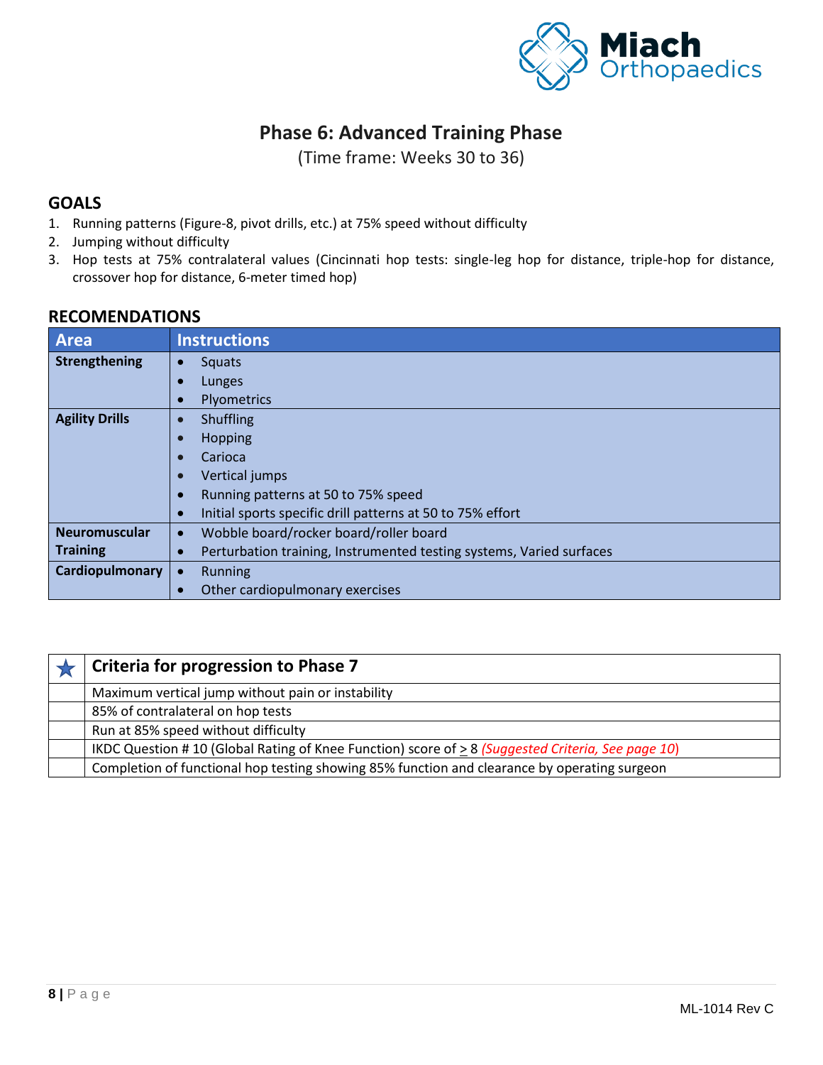# Phase 6: Advanced Training Phase

(Time frame: Weeks 30 to 36)

## GOALS

1. Running patterns (Figure-8, pivot drills, etc.) at 75% speed without difficulty
2. Jumping without difficulty
3. Hop tests at 75% contralateral values (Cincinnati hop tests: single-leg hop for distance, triple-hop for distance, crossover hop for distance, 6-meter timed hop)

## RECOMENDATIONS

| Area | Instructions |
|---|---|
| **Strengthening** | • Squats<br>• Lunges<br>• Plyometrics |
| **Agility Drills** | • Shuffling<br>• Hopping<br>• Carioca<br>• Vertical jumps<br>• Running patterns at 50 to 75% speed<br>• Initial sports specific drill patterns at 50 to 75% effort |
| **Neuromuscular Training** | • Wobble board/rocker board/roller board<br>• Perturbation training, Instrumented testing systems, Varied surfaces |
| **Cardiopulmonary** | • Running<br>• Other cardiopulmonary exercises |

| ★ | Criteria for progression to Phase 7 |
|---|---|
| | Maximum vertical jump without pain or instability |
| | 85% of contralateral on hop tests |
| | Run at 85% speed without difficulty |
| | IKDC Question # 10 (Global Rating of Knee Function) score of $\geq$ 8 *(Suggested Criteria, See page 10)* |
| | Completion of functional hop testing showing 85% function and clearance by operating surgeon |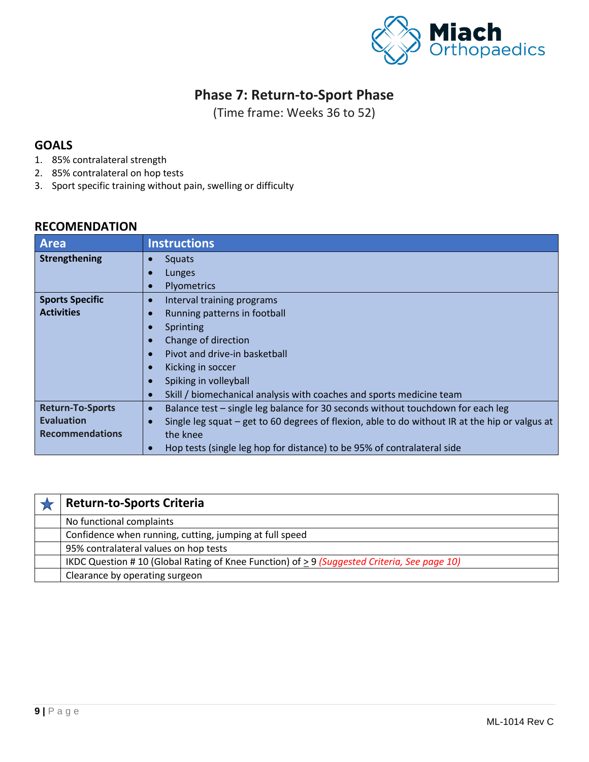# Phase 7: Return-to-Sport Phase

(Time frame: Weeks 36 to 52)

## GOALS

1. 85% contralateral strength
2. 85% contralateral on hop tests
3. Sport specific training without pain, swelling or difficulty

## RECOMENDATION

| Area | Instructions |
| --- | --- |
| **Strengthening** | • Squats<br>• Lunges<br>• Plyometrics |
| **Sports Specific Activities** | • Interval training programs<br>• Running patterns in football<br>• Sprinting<br>• Change of direction<br>• Pivot and drive-in basketball<br>• Kicking in soccer<br>• Spiking in volleyball<br>• Skill / biomechanical analysis with coaches and sports medicine team |
| **Return-To-Sports Evaluation Recommendations** | • Balance test – single leg balance for 30 seconds without touchdown for each leg<br>• Single leg squat – get to 60 degrees of flexion, able to do without IR at the hip or valgus at the knee<br>• Hop tests (single leg hop for distance) to be 95% of contralateral side |

| ★ | Return-to-Sports Criteria |
| --- | --- |
| | No functional complaints |
| | Confidence when running, cutting, jumping at full speed |
| | 95% contralateral values on hop tests |
| | IKDC Question # 10 (Global Rating of Knee Function) of $\geq$ 9 *(Suggested Criteria, See page 10)* |
| | Clearance by operating surgeon |

ML-1014 Rev C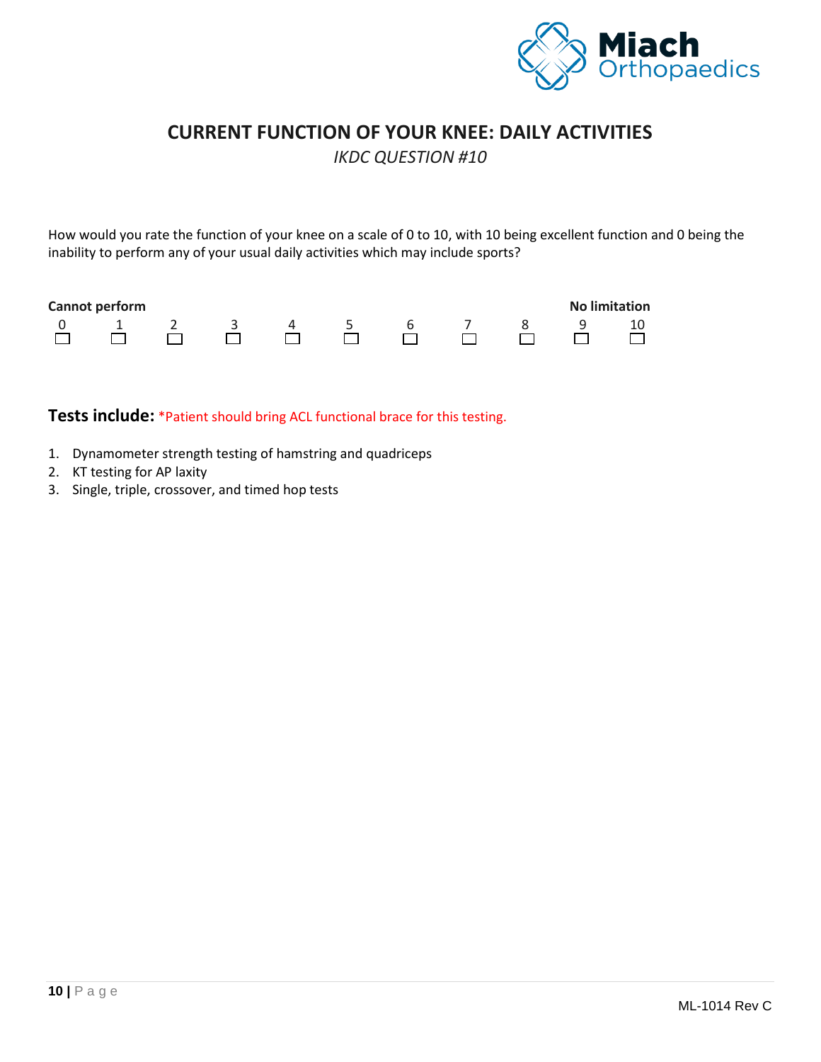# CURRENT FUNCTION OF YOUR KNEE: DAILY ACTIVITIES

*IKDC QUESTION #10*

How would you rate the function of your knee on a scale of 0 to 10, with 10 being excellent function and 0 being the inability to perform any of your usual daily activities which may include sports?

| Cannot perform | | | | | | | | | No limitation | |
|---|---|---|---|---|---|---|---|---|---|---|
| 0 | 1 | 2 | 3 | 4 | 5 | 6 | 7 | 8 | 9 | 10 |
| ☐ | ☐ | ☐ | ☐ | ☐ | ☐ | ☐ | ☐ | ☐ | ☐ | ☐ |

**Tests include:** *Patient should bring ACL functional brace for this testing.

1. Dynamometer strength testing of hamstring and quadriceps
2. KT testing for AP laxity
3. Single, triple, crossover, and timed hop tests

ML-1014 Rev C